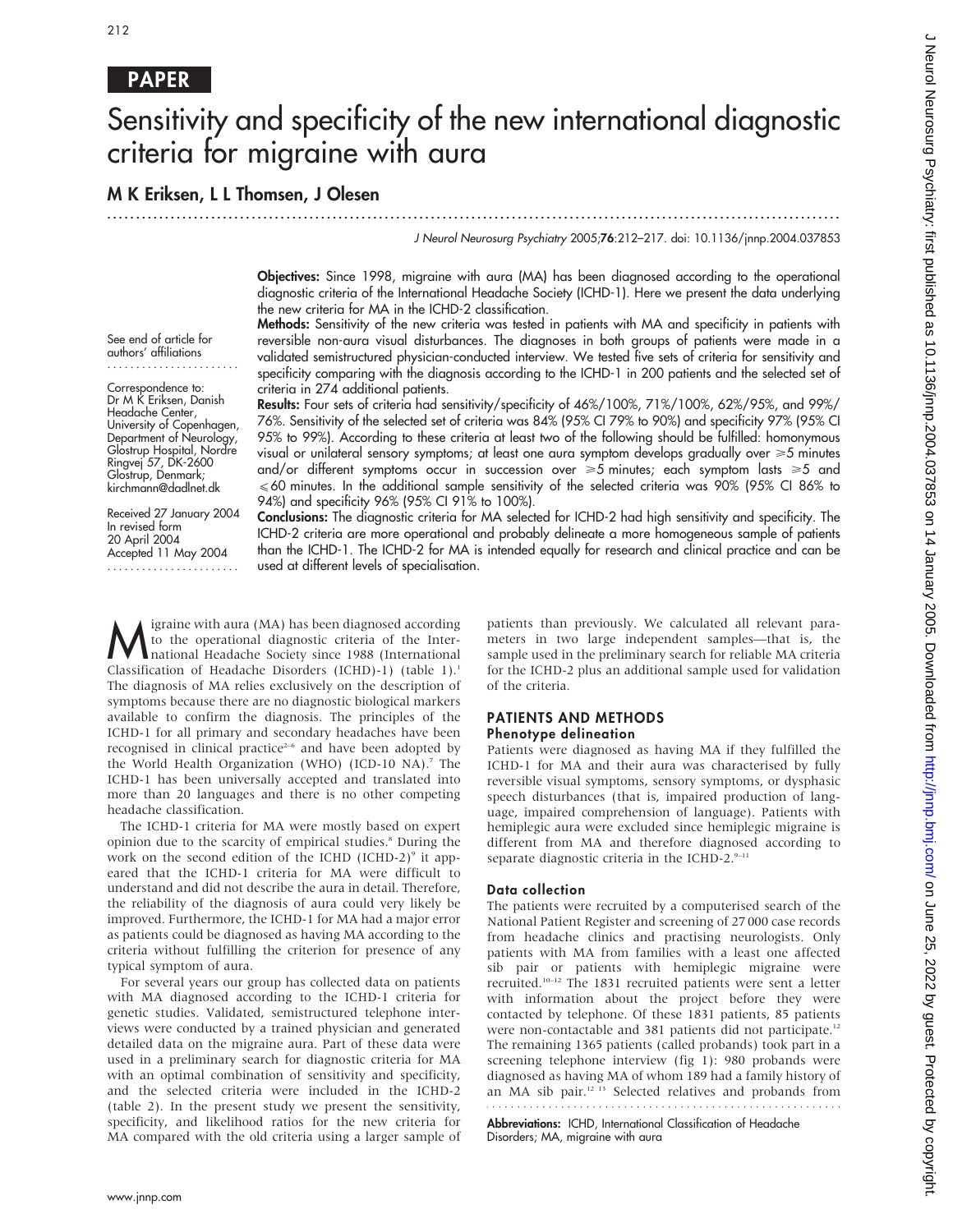PAPER

# Sensitivity and specificity of the new international diagnostic criteria for migraine with aura

**M K Eriksen, L L Thomsen, J Olesen**

*J Neurol Neurosurg Psychiatry* 2005;**76**:212–217. doi: 10.1136/jnnp.2004.037853

See end of article for authors' affiliations

Correspondence to: Dr M K Eriksen, Danish Headache Center, University of Copenhagen, Department of Neurology, Glostrup Hospital, Nordre Ringvej 57, DK-2600 Glostrup, Denmark; kirchmann@dadlnet.dk

Received 27 January 2004
In revised form 20 April 2004
Accepted 11 May 2004

**Objectives:** Since 1998, migraine with aura (MA) has been diagnosed according to the operational diagnostic criteria of the International Headache Society (ICHD-1). Here we present the data underlying the new criteria for MA in the ICHD-2 classification.

**Methods:** Sensitivity of the new criteria was tested in patients with MA and specificity in patients with reversible non-aura visual disturbances. The diagnoses in both groups of patients were made in a validated semistructured physician-conducted interview. We tested five sets of criteria for sensitivity and specificity comparing with the diagnosis according to the ICHD-1 in 200 patients and the selected set of criteria in 274 additional patients.

**Results:** Four sets of criteria had sensitivity/specificity of 46%/100%, 71%/100%, 62%/95%, and 99%/76%. Sensitivity of the selected set of criteria was 84% (95% CI 79% to 90%) and specificity 97% (95% CI 95% to 99%). According to these criteria at least two of the following should be fulfilled: homonymous visual or unilateral sensory symptoms; at least one aura symptom develops gradually over ≥5 minutes and/or different symptoms occur in succession over ≥5 minutes; each symptom lasts ≥5 and ≤60 minutes. In the additional sample sensitivity of the selected criteria was 90% (95% CI 86% to 94%) and specificity 96% (95% CI 91% to 100%).

**Conclusions:** The diagnostic criteria for MA selected for ICHD-2 had high sensitivity and specificity. The ICHD-2 criteria are more operational and probably delineate a more homogeneous sample of patients than the ICHD-1. The ICHD-2 for MA is intended equally for research and clinical practice and can be used at different levels of specialisation.

Migraine with aura (MA) has been diagnosed according to the operational diagnostic criteria of the International Headache Society since 1988 (International Classification of Headache Disorders (ICHD)-1) (table 1).[1] The diagnosis of MA relies exclusively on the description of symptoms because there are no diagnostic biological markers available to confirm the diagnosis. The principles of the ICHD-1 for all primary and secondary headaches have been recognised in clinical practice[2–6] and have been adopted by the World Health Organization (WHO) (ICD-10 NA).[7] The ICHD-1 has been universally accepted and translated into more than 20 languages and there is no other competing headache classification.

The ICHD-1 criteria for MA were mostly based on expert opinion due to the scarcity of empirical studies.[8] During the work on the second edition of the ICHD (ICHD-2)[9] it appeared that the ICHD-1 criteria for MA were difficult to understand and did not describe the aura in detail. Therefore, the reliability of the diagnosis of aura could very likely be improved. Furthermore, the ICHD-1 for MA had a major error as patients could be diagnosed as having MA according to the criteria without fulfilling the criterion for presence of any typical symptom of aura.

For several years our group has collected data on patients with MA diagnosed according to the ICHD-1 criteria for genetic studies. Validated, semistructured telephone interviews were conducted by a trained physician and generated detailed data on the migraine aura. Part of these data were used in a preliminary search for diagnostic criteria for MA with an optimal combination of sensitivity and specificity, and the selected criteria were included in the ICHD-2 (table 2). In the present study we present the sensitivity, specificity, and likelihood ratios for the new criteria for MA compared with the old criteria using a larger sample of patients than previously. We calculated all relevant parameters in two large independent samples—that is, the sample used in the preliminary search for reliable MA criteria for the ICHD-2 plus an additional sample used for validation of the criteria.

## PATIENTS AND METHODS

### Phenotype delineation

Patients were diagnosed as having MA if they fulfilled the ICHD-1 for MA and their aura was characterised by fully reversible visual symptoms, sensory symptoms, or dysphasic speech disturbances (that is, impaired production of language, impaired comprehension of language). Patients with hemiplegic aura were excluded since hemiplegic migraine is different from MA and therefore diagnosed according to separate diagnostic criteria in the ICHD-2.[9–11]

### Data collection

The patients were recruited by a computerised search of the National Patient Register and screening of 27 000 case records from headache clinics and practising neurologists. Only patients with MA from families with a least one affected sib pair or patients with hemiplegic migraine were recruited.[10–12] The 1831 recruited patients were sent a letter with information about the project before they were contacted by telephone. Of these 1831 patients, 85 patients were non-contactable and 381 patients did not participate.[12] The remaining 1365 patients (called probands) took part in a screening telephone interview (fig 1): 980 probands were diagnosed as having MA of whom 189 had a family history of an MA sib pair.[12 13] Selected relatives and probands from

**Abbreviations:** ICHD, International Classification of Headache Disorders; MA, migraine with aura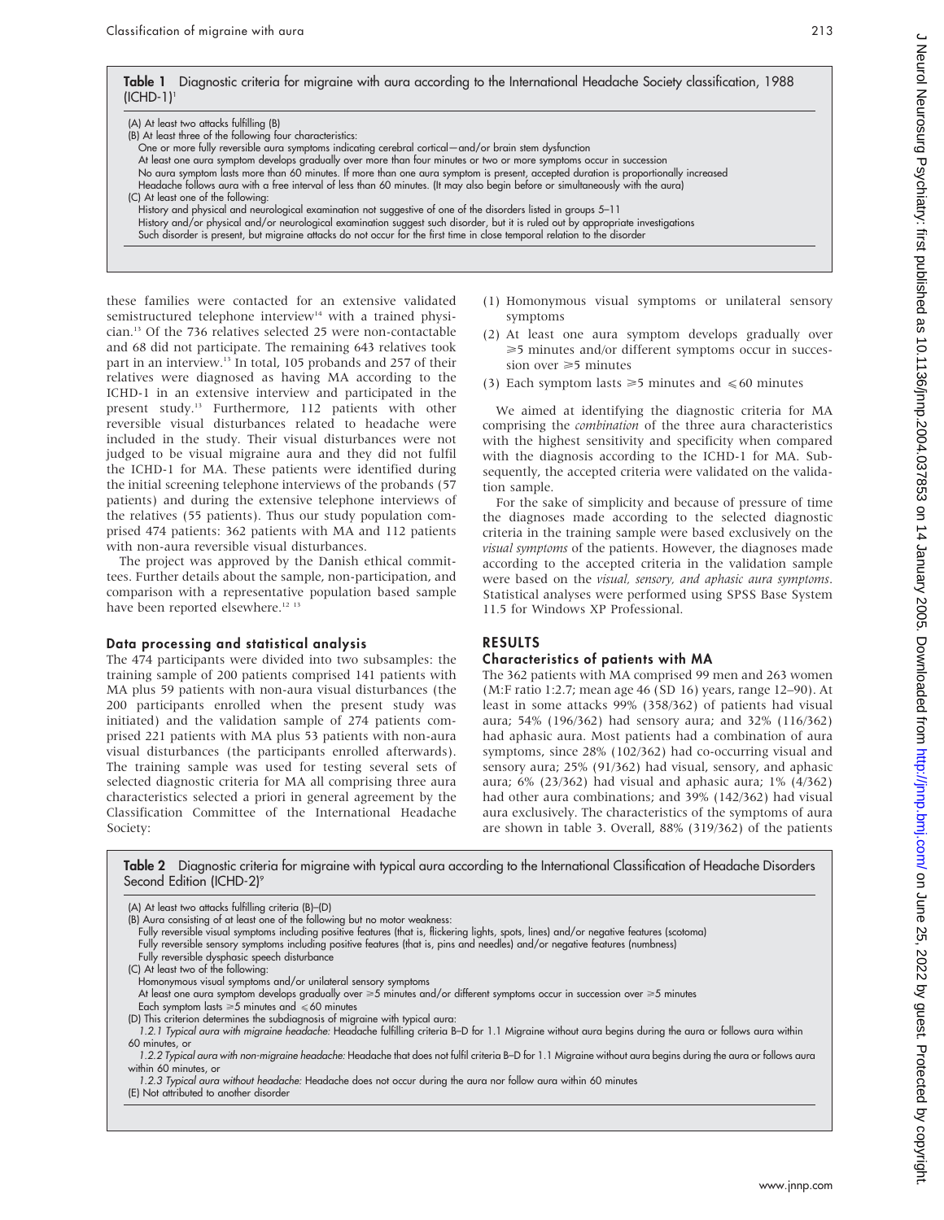**Table 1** Diagnostic criteria for migraine with aura according to the International Headache Society classification, 1988 (ICHD-1)[1]

(A) At least two attacks fulfilling (B)
(B) At least three of the following four characteristics:
One or more fully reversible aura symptoms indicating cerebral cortical—and/or brain stem dysfunction
At least one aura symptom develops gradually over more than four minutes or two or more symptoms occur in succession
No aura symptom lasts more than 60 minutes. If more than one aura symptom is present, accepted duration is proportionally increased
Headache follows aura with a free interval of less than 60 minutes. (It may also begin before or simultaneously with the aura)
(C) At least one of the following:
History and physical and neurological examination not suggestive of one of the disorders listed in groups 5–11
History and/or physical and/or neurological examination suggest such disorder, but it is ruled out by appropriate investigations
Such disorder is present, but migraine attacks do not occur for the first time in close temporal relation to the disorder

these families were contacted for an extensive validated semistructured telephone interview[14] with a trained physician.[13] Of the 736 relatives selected 25 were non-contactable and 68 did not participate. The remaining 643 relatives took part in an interview.[13] In total, 105 probands and 257 of their relatives were diagnosed as having MA according to the ICHD-1 in an extensive interview and participated in the present study.[13] Furthermore, 112 patients with other reversible visual disturbances related to headache were included in the study. Their visual disturbances were not judged to be visual migraine aura and they did not fulfil the ICHD-1 for MA. These patients were identified during the initial screening telephone interviews of the probands (57 patients) and during the extensive telephone interviews of the relatives (55 patients). Thus our study population comprised 474 patients: 362 patients with MA and 112 patients with non-aura reversible visual disturbances.

The project was approved by the Danish ethical committees. Further details about the sample, non-participation, and comparison with a representative population based sample have been reported elsewhere.[12,13]

### Data processing and statistical analysis

The 474 participants were divided into two subsamples: the training sample of 200 patients comprised 141 patients with MA plus 59 patients with non-aura visual disturbances (the 200 participants enrolled when the present study was initiated) and the validation sample of 274 patients comprised 221 patients with MA plus 53 patients with non-aura visual disturbances (the participants enrolled afterwards). The training sample was used for testing several sets of selected diagnostic criteria for MA all comprising three aura characteristics selected a priori in general agreement by the Classification Committee of the International Headache Society:

(1) Homonymous visual symptoms or unilateral sensory symptoms
(2) At least one aura symptom develops gradually over ≥5 minutes and/or different symptoms occur in succession over ≥5 minutes
(3) Each symptom lasts ≥5 minutes and ≤60 minutes

We aimed at identifying the diagnostic criteria for MA comprising the *combination* of the three aura characteristics with the highest sensitivity and specificity when compared with the diagnosis according to the ICHD-1 for MA. Subsequently, the accepted criteria were validated on the validation sample.

For the sake of simplicity and because of pressure of time the diagnoses made according to the selected diagnostic criteria in the training sample were based exclusively on the *visual symptoms* of the patients. However, the diagnoses made according to the accepted criteria in the validation sample were based on the *visual, sensory, and aphasic aura symptoms*. Statistical analyses were performed using SPSS Base System 11.5 for Windows XP Professional.

## RESULTS

### Characteristics of patients with MA

The 362 patients with MA comprised 99 men and 263 women (M:F ratio 1:2.7; mean age 46 (SD 16) years, range 12–90). At least in some attacks 99% (358/362) of patients had visual aura; 54% (196/362) had sensory aura; and 32% (116/362) had aphasic aura. Most patients had a combination of aura symptoms, since 28% (102/362) had co-occurring visual and sensory aura; 25% (91/362) had visual, sensory, and aphasic aura; 6% (23/362) had visual and aphasic aura; 1% (4/362) had other aura combinations; and 39% (142/362) had visual aura exclusively. The characteristics of the symptoms of aura are shown in table 3. Overall, 88% (319/362) of the patients

**Table 2** Diagnostic criteria for migraine with typical aura according to the International Classification of Headache Disorders Second Edition (ICHD-2)[9]

(A) At least two attacks fulfilling criteria (B)–(D)
(B) Aura consisting of at least one of the following but no motor weakness:
Fully reversible visual symptoms including positive features (that is, flickering lights, spots, lines) and/or negative features (scotoma)
Fully reversible sensory symptoms including positive features (that is, pins and needles) and/or negative features (numbness)
Fully reversible dysphasic speech disturbance
(C) At least two of the following:
Homonymous visual symptoms and/or unilateral sensory symptoms
At least one aura symptom develops gradually over ≥5 minutes and/or different symptoms occur in succession over ≥5 minutes
Each symptom lasts ≥5 minutes and ≤60 minutes
(D) This criterion determines the subdiagnosis of migraine with typical aura:
*1.2.1 Typical aura with migraine headache:* Headache fulfilling criteria B–D for 1.1 Migraine without aura begins during the aura or follows aura within 60 minutes, or
*1.2.2 Typical aura with non-migraine headache:* Headache that does not fulfil criteria B–D for 1.1 Migraine without aura begins during the aura or follows aura within 60 minutes, or
*1.2.3 Typical aura without headache:* Headache does not occur during the aura nor follow aura within 60 minutes
(E) Not attributed to another disorder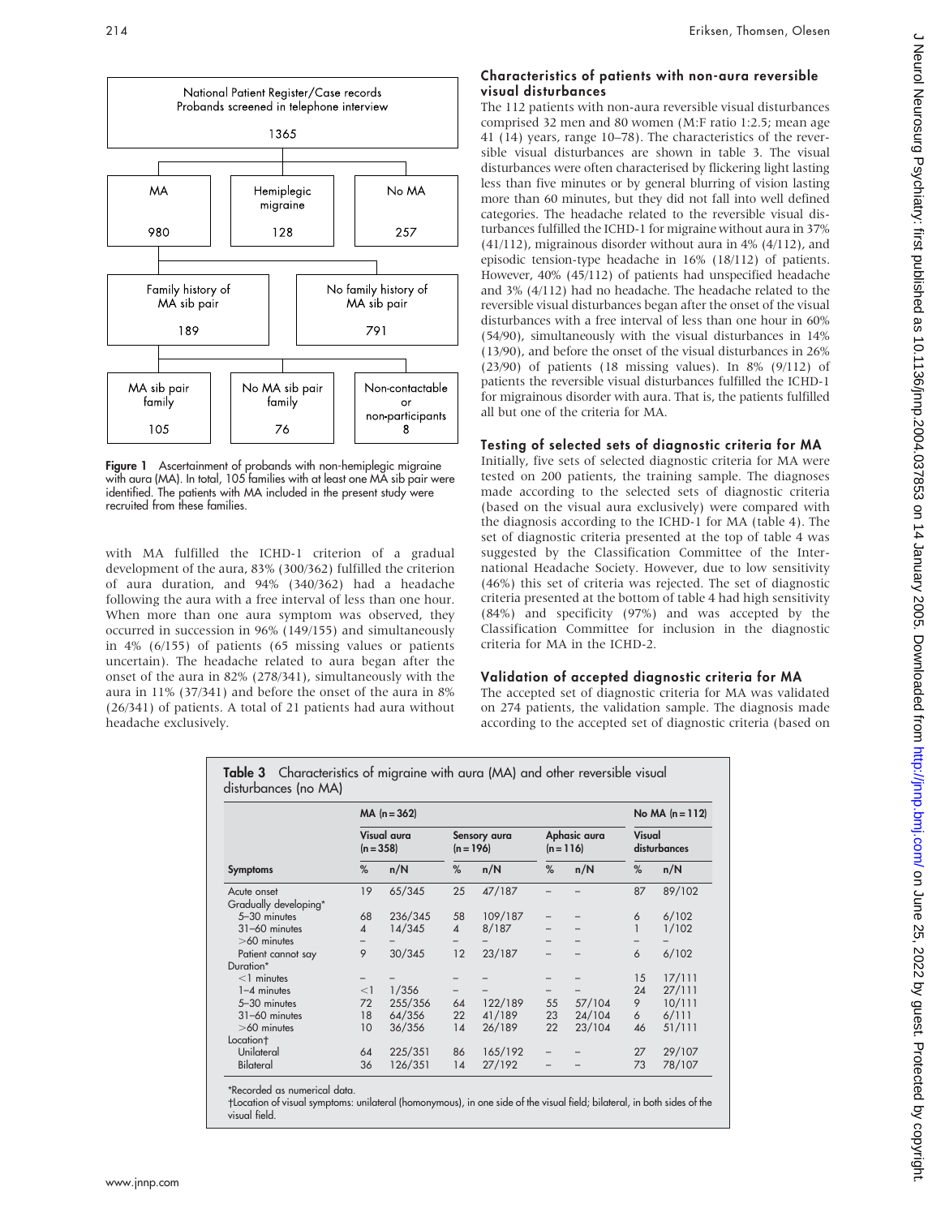Figure 1 flowchart:

National Patient Register/Case records
Probands screened in telephone interview
1365

MA 980 | Hemiplegic migraine 128 | No MA 257

Family history of MA sib pair 189 | No family history of MA sib pair 791

MA sib pair family 105 | No MA sib pair family 76 | Non-contactable or non-participants 8

**Figure 1** Ascertainment of probands with non-hemiplegic migraine with aura (MA). In total, 105 families with at least one MA sib pair were identified. The patients with MA included in the present study were recruited from these families.

with MA fulfilled the ICHD-1 criterion of a gradual development of the aura, 83% (300/362) fulfilled the criterion of aura duration, and 94% (340/362) had a headache following the aura with a free interval of less than one hour. When more than one aura symptom was observed, they occurred in succession in 96% (149/155) and simultaneously in 4% (6/155) of patients (65 missing values or patients uncertain). The headache related to aura began after the onset of the aura in 82% (278/341), simultaneously with the aura in 11% (37/341) and before the onset of the aura in 8% (26/341) of patients. A total of 21 patients had aura without headache exclusively.

### Characteristics of patients with non-aura reversible visual disturbances

The 112 patients with non-aura reversible visual disturbances comprised 32 men and 80 women (M:F ratio 1:2.5; mean age 41 (14) years, range 10–78). The characteristics of the reversible visual disturbances are shown in table 3. The visual disturbances were often characterised by flickering light lasting less than five minutes or by general blurring of vision lasting more than 60 minutes, but they did not fall into well defined categories. The headache related to the reversible visual disturbances fulfilled the ICHD-1 for migraine without aura in 37% (41/112), migrainous disorder without aura in 4% (4/112), and episodic tension-type headache in 16% (18/112) of patients. However, 40% (45/112) of patients had unspecified headache and 3% (4/112) had no headache. The headache related to the reversible visual disturbances began after the onset of the visual disturbances with a free interval of less than one hour in 60% (54/90), simultaneously with the visual disturbances in 14% (13/90), and before the onset of the visual disturbances in 26% (23/90) of patients (18 missing values). In 8% (9/112) of patients the reversible visual disturbances fulfilled the ICHD-1 for migrainous disorder with aura. That is, the patients fulfilled all but one of the criteria for MA.

### Testing of selected sets of diagnostic criteria for MA

Initially, five sets of selected diagnostic criteria for MA were tested on 200 patients, the training sample. The diagnoses made according to the selected sets of diagnostic criteria (based on the visual aura exclusively) were compared with the diagnosis according to the ICHD-1 for MA (table 4). The set of diagnostic criteria presented at the top of table 4 was suggested by the Classification Committee of the International Headache Society. However, due to low sensitivity (46%) this set of criteria was rejected. The set of diagnostic criteria presented at the bottom of table 4 had high sensitivity (84%) and specificity (97%) and was accepted by the Classification Committee for inclusion in the diagnostic criteria for MA in the ICHD-2.

### Validation of accepted diagnostic criteria for MA

The accepted set of diagnostic criteria for MA was validated on 274 patients, the validation sample. The diagnosis made according to the accepted set of diagnostic criteria (based on

**Table 3** Characteristics of migraine with aura (MA) and other reversible visual disturbances (no MA)

| | MA (n = 362) | | | | | | No MA (n = 112) | |
|---|---|---|---|---|---|---|---|---|
| | Visual aura (n = 358) | | Sensory aura (n = 196) | | Aphasic aura (n = 116) | | Visual disturbances | |
| Symptoms | % | n/N | % | n/N | % | n/N | % | n/N |
| Acute onset | 19 | 65/345 | 25 | 47/187 | – | – | 87 | 89/102 |
| Gradually developing* | | | | | | | | |
| 5–30 minutes | 68 | 236/345 | 58 | 109/187 | – | – | 6 | 6/102 |
| 31–60 minutes | 4 | 14/345 | 4 | 8/187 | – | – | 1 | 1/102 |
| >60 minutes | – | – | – | – | – | – | – | – |
| Patient cannot say | 9 | 30/345 | 12 | 23/187 | – | – | 6 | 6/102 |
| Duration* | | | | | | | | |
| <1 minutes | – | – | – | – | – | – | 15 | 17/111 |
| 1–4 minutes | <1 | 1/356 | – | – | – | – | 24 | 27/111 |
| 5–30 minutes | 72 | 255/356 | 64 | 122/189 | 55 | 57/104 | 9 | 10/111 |
| 31–60 minutes | 18 | 64/356 | 22 | 41/189 | 23 | 24/104 | 6 | 6/111 |
| >60 minutes | 10 | 36/356 | 14 | 26/189 | 22 | 23/104 | 46 | 51/111 |
| Location† | | | | | | | | |
| Unilateral | 64 | 225/351 | 86 | 165/192 | – | – | 27 | 29/107 |
| Bilateral | 36 | 126/351 | 14 | 27/192 | – | – | 73 | 78/107 |

*Recorded as numerical data.
†Location of visual symptoms: unilateral (homonymous), in one side of the visual field; bilateral, in both sides of the visual field.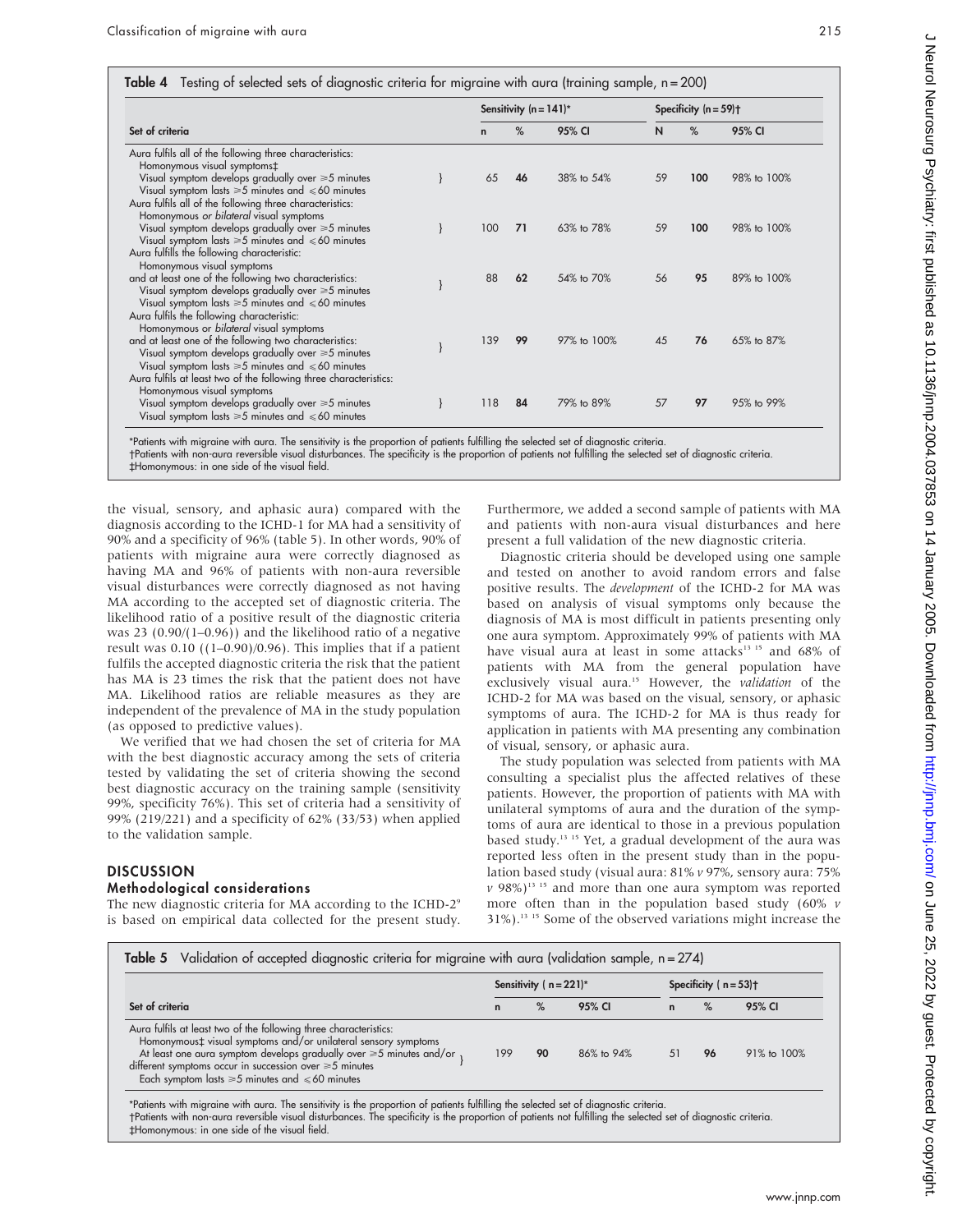**Table 4** Testing of selected sets of diagnostic criteria for migraine with aura (training sample, n = 200)

| Set of criteria | Sensitivity (n = 141)* | | | Specificity (n = 59)† | | |
|---|---|---|---|---|---|---|
| | n | % | 95% CI | N | % | 95% CI |
| Aura fulfils all of the following three characteristics: Homonymous visual symptoms‡; Visual symptom develops gradually over ≥5 minutes; Visual symptom lasts ≥5 minutes and ≤60 minutes | 65 | 46 | 38% to 54% | 59 | 100 | 98% to 100% |
| Aura fulfils all of the following three characteristics: Homonymous *or bilateral* visual symptoms; Visual symptom develops gradually over ≥5 minutes; Visual symptom lasts ≥5 minutes and ≤60 minutes | 100 | 71 | 63% to 78% | 59 | 100 | 98% to 100% |
| Aura fulfills the following characteristic: Homonymous visual symptoms and at least one of the following two characteristics: Visual symptom develops gradually over ≥5 minutes; Visual symptom lasts ≥5 minutes and ≤60 minutes | 88 | 62 | 54% to 70% | 56 | 95 | 89% to 100% |
| Aura fulfils the following characteristic: Homonymous or *bilateral* visual symptoms and at least one of the following two characteristics: Visual symptom develops gradually over ≥5 minutes; Visual symptom lasts ≥5 minutes and ≤60 minutes | 139 | 99 | 97% to 100% | 45 | 76 | 65% to 87% |
| Aura fulfils at least two of the following three characteristics: Homonymous visual symptoms; Visual symptom develops gradually over ≥5 minutes; Visual symptom lasts ≥5 minutes and ≤60 minutes | 118 | 84 | 79% to 89% | 57 | 97 | 95% to 99% |

*Patients with migraine with aura. The sensitivity is the proportion of patients fulfilling the selected set of diagnostic criteria.
†Patients with non-aura reversible visual disturbances. The specificity is the proportion of patients not fulfilling the selected set of diagnostic criteria.
‡Homonymous: in one side of the visual field.

the visual, sensory, and aphasic aura) compared with the diagnosis according to the ICHD-1 for MA had a sensitivity of 90% and a specificity of 96% (table 5). In other words, 90% of patients with migraine aura were correctly diagnosed as having MA and 96% of patients with non-aura reversible visual disturbances were correctly diagnosed as not having MA according to the accepted set of diagnostic criteria. The likelihood ratio of a positive result of the diagnostic criteria was 23 (0.90/(1–0.96)) and the likelihood ratio of a negative result was 0.10 ((1–0.90)/0.96). This implies that if a patient fulfils the accepted diagnostic criteria the risk that the patient has MA is 23 times the risk that the patient does not have MA. Likelihood ratios are reliable measures as they are independent of the prevalence of MA in the study population (as opposed to predictive values).

We verified that we had chosen the set of criteria for MA with the best diagnostic accuracy among the sets of criteria tested by validating the set of criteria showing the second best diagnostic accuracy on the training sample (sensitivity 99%, specificity 76%). This set of criteria had a sensitivity of 99% (219/221) and a specificity of 62% (33/53) when applied to the validation sample.

## DISCUSSION

### Methodological considerations

The new diagnostic criteria for MA according to the ICHD-2[9] is based on empirical data collected for the present study. Furthermore, we added a second sample of patients with MA and patients with non-aura visual disturbances and here present a full validation of the new diagnostic criteria.

Diagnostic criteria should be developed using one sample and tested on another to avoid random errors and false positive results. The *development* of the ICHD-2 for MA was based on analysis of visual symptoms only because the diagnosis of MA is most difficult in patients presenting only one aura symptom. Approximately 99% of patients with MA have visual aura at least in some attacks[13 15] and 68% of patients with MA from the general population have exclusively visual aura.[15] However, the *validation* of the ICHD-2 for MA was based on the visual, sensory, or aphasic symptoms of aura. The ICHD-2 for MA is thus ready for application in patients with MA presenting any combination of visual, sensory, or aphasic aura.

The study population was selected from patients with MA consulting a specialist plus the affected relatives of these patients. However, the proportion of patients with MA with unilateral symptoms of aura and the duration of the symptoms of aura are identical to those in a previous population based study.[13 15] Yet, a gradual development of the aura was reported less often in the present study than in the population based study (visual aura: 81% *v* 97%, sensory aura: 75% *v* 98%)[13 15] and more than one aura symptom was reported more often than in the population based study (60% *v* 31%).[13 15] Some of the observed variations might increase the

**Table 5** Validation of accepted diagnostic criteria for migraine with aura (validation sample, n = 274)

| Set of criteria | Sensitivity (n = 221)* | | | Specificity (n = 53)† | | |
|---|---|---|---|---|---|---|
| | n | % | 95% CI | n | % | 95% CI |
| Aura fulfils at least two of the following three characteristics: Homonymous‡ visual symptoms and/or unilateral sensory symptoms; At least one aura symptom develops gradually over ≥5 minutes and/or different symptoms occur in succession over ≥5 minutes; Each symptom lasts ≥5 minutes and ≤60 minutes | 199 | 90 | 86% to 94% | 51 | 96 | 91% to 100% |

*Patients with migraine with aura. The sensitivity is the proportion of patients fulfilling the selected set of diagnostic criteria.
†Patients with non-aura reversible visual disturbances. The specificity is the proportion of patients not fulfilling the selected set of diagnostic criteria.
‡Homonymous: in one side of the visual field.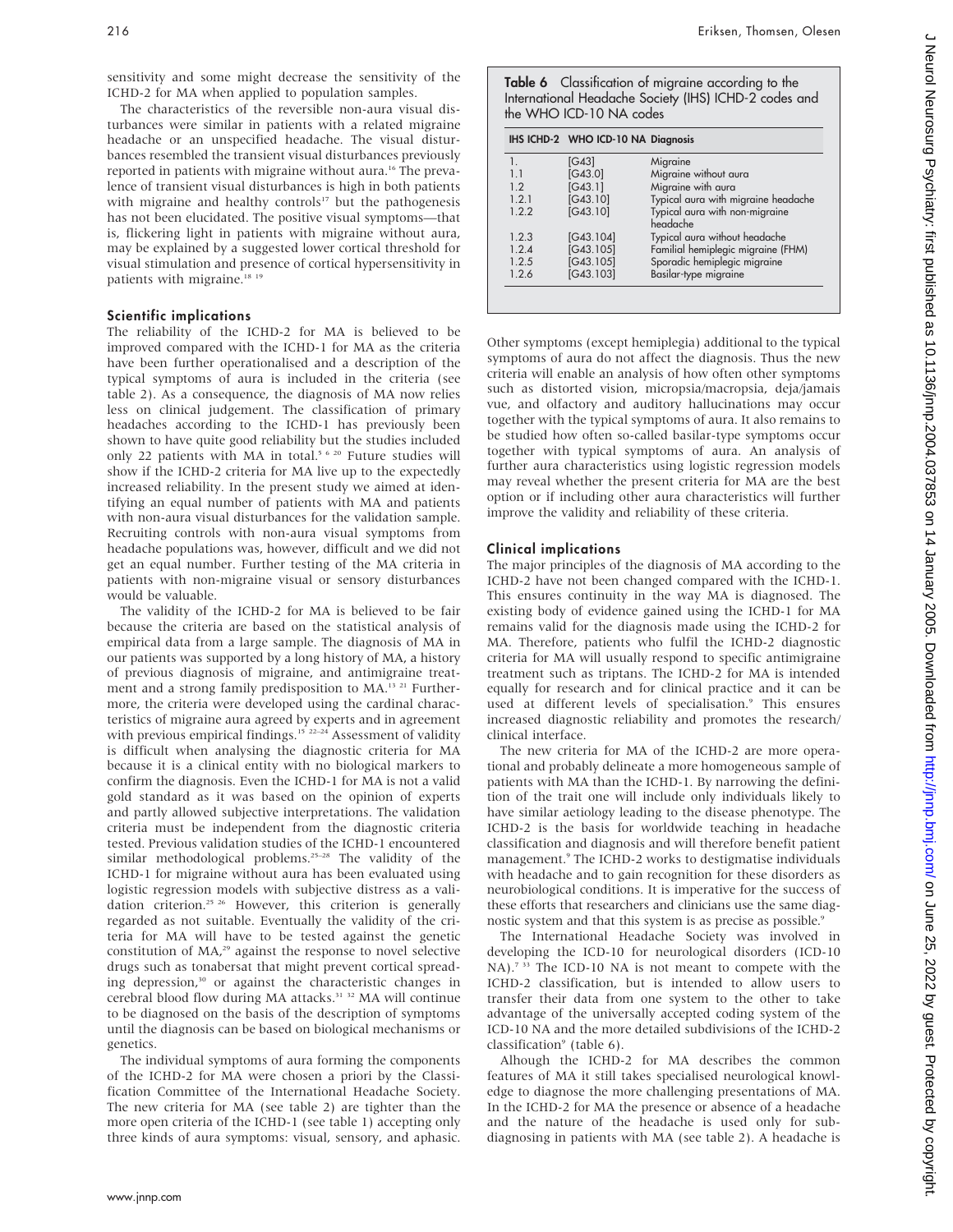sensitivity and some might decrease the sensitivity of the ICHD-2 for MA when applied to population samples.

The characteristics of the reversible non-aura visual disturbances were similar in patients with a related migraine headache or an unspecified headache. The visual disturbances resembled the transient visual disturbances previously reported in patients with migraine without aura.[16] The prevalence of transient visual disturbances is high in both patients with migraine and healthy controls[17] but the pathogenesis has not been elucidated. The positive visual symptoms—that is, flickering light in patients with migraine without aura, may be explained by a suggested lower cortical threshold for visual stimulation and presence of cortical hypersensitivity in patients with migraine.[18 19]

### Scientific implications

The reliability of the ICHD-2 for MA is believed to be improved compared with the ICHD-1 for MA as the criteria have been further operationalised and a description of the typical symptoms of aura is included in the criteria (see table 2). As a consequence, the diagnosis of MA now relies less on clinical judgement. The classification of primary headaches according to the ICHD-1 has previously been shown to have quite good reliability but the studies included only 22 patients with MA in total.[5 6 20] Future studies will show if the ICHD-2 criteria for MA live up to the expectedly increased reliability. In the present study we aimed at identifying an equal number of patients with MA and patients with non-aura visual disturbances for the validation sample. Recruiting controls with non-aura visual symptoms from headache populations was, however, difficult and we did not get an equal number. Further testing of the MA criteria in patients with non-migraine visual or sensory disturbances would be valuable.

The validity of the ICHD-2 for MA is believed to be fair because the criteria are based on the statistical analysis of empirical data from a large sample. The diagnosis of MA in our patients was supported by a long history of MA, a history of previous diagnosis of migraine, and antimigraine treatment and a strong family predisposition to MA.[13 21] Furthermore, the criteria were developed using the cardinal characteristics of migraine aura agreed by experts and in agreement with previous empirical findings.[15 22–24] Assessment of validity is difficult when analysing the diagnostic criteria for MA because it is a clinical entity with no biological markers to confirm the diagnosis. Even the ICHD-1 for MA is not a valid gold standard as it was based on the opinion of experts and partly allowed subjective interpretations. The validation criteria must be independent from the diagnostic criteria tested. Previous validation studies of the ICHD-1 encountered similar methodological problems.[25–28] The validity of the ICHD-1 for migraine without aura has been evaluated using logistic regression models with subjective distress as a validation criterion.[25 26] However, this criterion is generally regarded as not suitable. Eventually the validity of the criteria for MA will have to be tested against the genetic constitution of MA,[29] against the response to novel selective drugs such as tonabersat that might prevent cortical spreading depression,[30] or against the characteristic changes in cerebral blood flow during MA attacks.[31 32] MA will continue to be diagnosed on the basis of the description of symptoms until the diagnosis can be based on biological mechanisms or genetics.

The individual symptoms of aura forming the components of the ICHD-2 for MA were chosen a priori by the Classification Committee of the International Headache Society. The new criteria for MA (see table 2) are tighter than the more open criteria of the ICHD-1 (see table 1) accepting only three kinds of aura symptoms: visual, sensory, and aphasic.

**Table 6** Classification of migraine according to the International Headache Society (IHS) ICHD-2 codes and the WHO ICD-10 NA codes

| IHS ICHD-2 | WHO ICD-10 NA | Diagnosis |
|---|---|---|
| 1. | [G43] | Migraine |
| 1.1 | [G43.0] | Migraine without aura |
| 1.2 | [G43.1] | Migraine with aura |
| 1.2.1 | [G43.10] | Typical aura with migraine headache |
| 1.2.2 | [G43.10] | Typical aura with non-migraine headache |
| 1.2.3 | [G43.104] | Typical aura without headache |
| 1.2.4 | [G43.105] | Familial hemiplegic migraine (FHM) |
| 1.2.5 | [G43.105] | Sporadic hemiplegic migraine |
| 1.2.6 | [G43.103] | Basilar-type migraine |

Other symptoms (except hemiplegia) additional to the typical symptoms of aura do not affect the diagnosis. Thus the new criteria will enable an analysis of how often other symptoms such as distorted vision, micropsia/macropsia, deja/jamais vue, and olfactory and auditory hallucinations may occur together with the typical symptoms of aura. It also remains to be studied how often so-called basilar-type symptoms occur together with typical symptoms of aura. An analysis of further aura characteristics using logistic regression models may reveal whether the present criteria for MA are the best option or if including other aura characteristics will further improve the validity and reliability of these criteria.

### Clinical implications

The major principles of the diagnosis of MA according to the ICHD-2 have not been changed compared with the ICHD-1. This ensures continuity in the way MA is diagnosed. The existing body of evidence gained using the ICHD-1 for MA remains valid for the diagnosis made using the ICHD-2 for MA. Therefore, patients who fulfil the ICHD-2 diagnostic criteria for MA will usually respond to specific antimigraine treatment such as triptans. The ICHD-2 for MA is intended equally for research and for clinical practice and it can be used at different levels of specialisation.[9] This ensures increased diagnostic reliability and promotes the research/clinical interface.

The new criteria for MA of the ICHD-2 are more operational and probably delineate a more homogeneous sample of patients with MA than the ICHD-1. By narrowing the definition of the trait one will include only individuals likely to have similar aetiology leading to the disease phenotype. The ICHD-2 is the basis for worldwide teaching in headache classification and diagnosis and will therefore benefit patient management.[9] The ICHD-2 works to destigmatise individuals with headache and to gain recognition for these disorders as neurobiological conditions. It is imperative for the success of these efforts that researchers and clinicians use the same diagnostic system and that this system is as precise as possible.[9]

The International Headache Society was involved in developing the ICD-10 for neurological disorders (ICD-10 NA).[7 33] The ICD-10 NA is not meant to compete with the ICHD-2 classification, but is intended to allow users to transfer their data from one system to the other to take advantage of the universally accepted coding system of the ICD-10 NA and the more detailed subdivisions of the ICHD-2 classification[9] (table 6).

Alhough the ICHD-2 for MA describes the common features of MA it still takes specialised neurological knowledge to diagnose the more challenging presentations of MA. In the ICHD-2 for MA the presence or absence of a headache and the nature of the headache is used only for subdiagnosing in patients with MA (see table 2). A headache is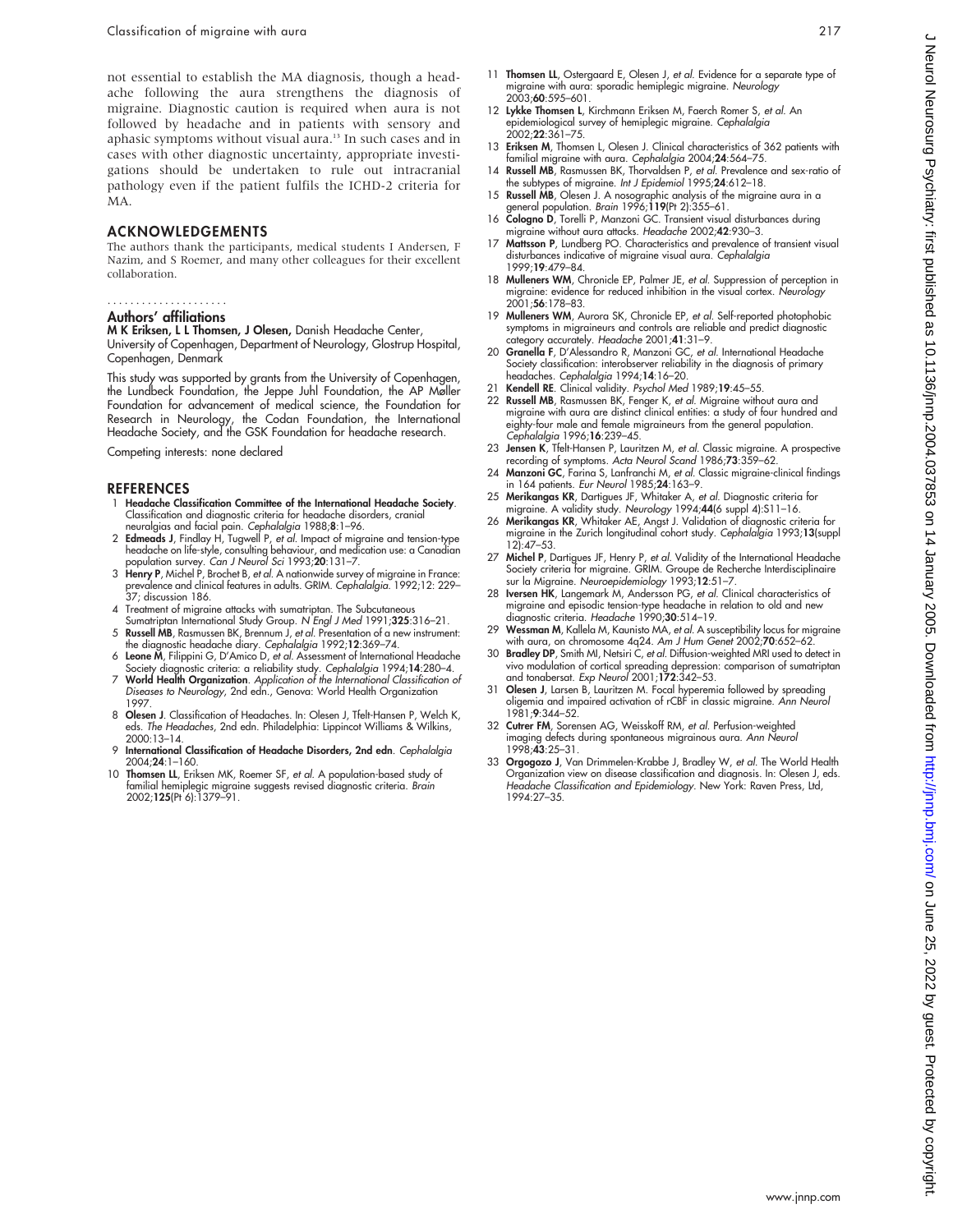not essential to establish the MA diagnosis, though a headache following the aura strengthens the diagnosis of migraine. Diagnostic caution is required when aura is not followed by headache and in patients with sensory and aphasic symptoms without visual aura.[13] In such cases and in cases with other diagnostic uncertainty, appropriate investigations should be undertaken to rule out intracranial pathology even if the patient fulfils the ICHD-2 criteria for MA.

## ACKNOWLEDGEMENTS

The authors thank the participants, medical students I Andersen, F Nazim, and S Roemer, and many other colleagues for their excellent collaboration.

### Authors' affiliations

**M K Eriksen, L L Thomsen, J Olesen,** Danish Headache Center, University of Copenhagen, Department of Neurology, Glostrup Hospital, Copenhagen, Denmark

This study was supported by grants from the University of Copenhagen, the Lundbeck Foundation, the Jeppe Juhl Foundation, the AP Møller Foundation for advancement of medical science, the Foundation for Research in Neurology, the Codan Foundation, the International Headache Society, and the GSK Foundation for headache research.

Competing interests: none declared

## REFERENCES

1. **Headache Classification Committee of the International Headache Society**. Classification and diagnostic criteria for headache disorders, cranial neuralgias and facial pain. *Cephalalgia* 1988;**8**:1–96.
2. **Edmeads J**, Findlay H, Tugwell P, *et al*. Impact of migraine and tension-type headache on life-style, consulting behaviour, and medication use: a Canadian population survey. *Can J Neurol Sci* 1993;**20**:131–7.
3. **Henry P**, Michel P, Brochet B, *et al*. A nationwide survey of migraine in France: prevalence and clinical features in adults. GRIM. *Cephalalgia*. 1992;12: 229–37; discussion 186.
4. Treatment of migraine attacks with sumatriptan. The Subcutaneous Sumatriptan International Study Group. *N Engl J Med* 1991;**325**:316–21.
5. **Russell MB**, Rasmussen BK, Brennum J, *et al*. Presentation of a new instrument: the diagnostic headache diary. *Cephalalgia* 1992;**12**:369–74.
6. **Leone M**, Filippini G, D'Amico D, *et al*. Assessment of International Headache Society diagnostic criteria: a reliability study. *Cephalalgia* 1994;**14**:280–4.
7. **World Health Organization**. *Application of the International Classification of Diseases to Neurology*, 2nd edn., Genova: World Health Organization 1997.
8. **Olesen J**. Classification of Headaches. In: Olesen J, Tfelt-Hansen P, Welch K, eds. *The Headaches*, 2nd edn. Philadelphia: Lippincot Williams & Wilkins, 2000:13–14.
9. **International Classification of Headache Disorders, 2nd edn**. *Cephalalgia* 2004;**24**:1–160.
10. **Thomsen LL**, Eriksen MK, Roemer SF, *et al*. A population-based study of familial hemiplegic migraine suggests revised diagnostic criteria. *Brain* 2002;**125**(Pt 6):1379–91.
11. **Thomsen LL**, Ostergaard E, Olesen J, *et al*. Evidence for a separate type of migraine with aura: sporadic hemiplegic migraine. *Neurology* 2003;**60**:595–601.
12. **Lykke Thomsen L**, Kirchmann Eriksen M, Faerch Romer S, *et al*. An epidemiological survey of hemiplegic migraine. *Cephalalgia* 2002;**22**:361–75.
13. **Eriksen M**, Thomsen L, Olesen J. Clinical characteristics of 362 patients with familial migraine with aura. *Cephalalgia* 2004;**24**:564–75.
14. **Russell MB**, Rasmussen BK, Thorvaldsen P, *et al*. Prevalence and sex-ratio of the subtypes of migraine. *Int J Epidemiol* 1995;**24**:612–18.
15. **Russell MB**, Olesen J. A nosographic analysis of the migraine aura in a general population. *Brain* 1996;**119**(Pt 2):355–61.
16. **Cologno D**, Torelli P, Manzoni GC. Transient visual disturbances during migraine without aura attacks. *Headache* 2002;**42**:930–3.
17. **Mattsson P**, Lundberg PO. Characteristics and prevalence of transient visual disturbances indicative of migraine visual aura. *Cephalalgia* 1999;**19**:479–84.
18. **Mulleners WM**, Chronicle EP, Palmer JE, *et al*. Suppression of perception in migraine: evidence for reduced inhibition in the visual cortex. *Neurology* 2001;**56**:178–83.
19. **Mulleners WM**, Aurora SK, Chronicle EP, *et al*. Self-reported photophobic symptoms in migraineurs and controls are reliable and predict diagnostic category accurately. *Headache* 2001;**41**:31–9.
20. **Granella F**, D'Alessandro R, Manzoni GC, *et al*. International Headache Society classification: interobserver reliability in the diagnosis of primary headaches. *Cephalalgia* 1994;**14**:16–20.
21. **Kendell RE**. Clinical validity. *Psychol Med* 1989;**19**:45–55.
22. **Russell MB**, Rasmussen BK, Fenger K, *et al*. Migraine without aura and migraine with aura are distinct clinical entities: a study of four hundred and eighty-four male and female migraineurs from the general population. *Cephalalgia* 1996;**16**:239–45.
23. **Jensen K**, Tfelt-Hansen P, Lauritzen M, *et al*. Classic migraine. A prospective recording of symptoms. *Acta Neurol Scand* 1986;**73**:359–62.
24. **Manzoni GC**, Farina S, Lanfranchi M, *et al*. Classic migraine-clinical findings in 164 patients. *Eur Neurol* 1985;**24**:163–9.
25. **Merikangas KR**, Dartigues JF, Whitaker A, *et al*. Diagnostic criteria for migraine. A validity study. *Neurology* 1994;**44**(6 suppl 4):S11–16.
26. **Merikangas KR**, Whitaker AE, Angst J. Validation of diagnostic criteria for migraine in the Zurich longitudinal cohort study. *Cephalalgia* 1993;**13**(suppl 12):47–53.
27. **Michel P**, Dartigues JF, Henry P, *et al*. Validity of the International Headache Society criteria for migraine. GRIM. Groupe de Recherche Interdisciplinaire sur la Migraine. *Neuroepidemiology* 1993;**12**:51–7.
28. **Iversen HK**, Langemark M, Andersson PG, *et al*. Clinical characteristics of migraine and episodic tension-type headache in relation to old and new diagnostic criteria. *Headache* 1990;**30**:514–19.
29. **Wessman M**, Kallela M, Kaunisto MA, *et al*. A susceptibility locus for migraine with aura, on chromosome 4q24. *Am J Hum Genet* 2002;**70**:652–62.
30. **Bradley DP**, Smith MI, Netsiri C, *et al*. Diffusion-weighted MRI used to detect in vivo modulation of cortical spreading depression: comparison of sumatriptan and tonabersat. *Exp Neurol* 2001;**172**:342–53.
31. **Olesen J**, Larsen B, Lauritzen M. Focal hyperemia followed by spreading oligemia and impaired activation of rCBF in classic migraine. *Ann Neurol* 1981;**9**:344–52.
32. **Cutrer FM**, Sorensen AG, Weisskoff RM, *et al*. Perfusion-weighted imaging defects during spontaneous migrainous aura. *Ann Neurol* 1998;**43**:25–31.
33. **Orgogozo J**, Van Drimmelen-Krabbe J, Bradley W, *et al*. The World Health Organization view on disease classification and diagnosis. In: Olesen J, eds. *Headache Classification and Epidemiology*. New York: Raven Press, Ltd, 1994:27–35.